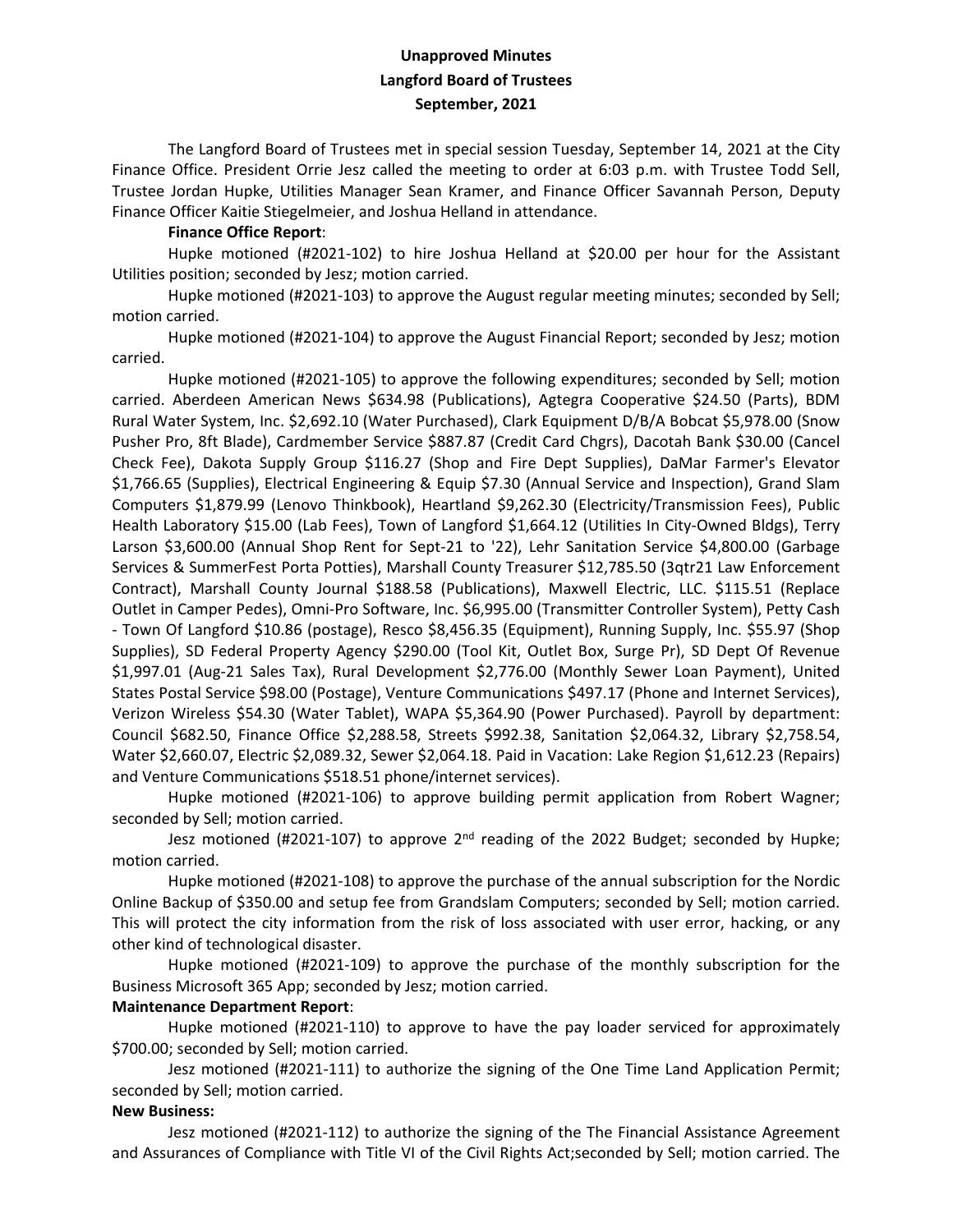**Unapproved Minutes**
**Langford Board of Trustees**
**September, 2021**

The Langford Board of Trustees met in special session Tuesday, September 14, 2021 at the City Finance Office. President Orrie Jesz called the meeting to order at 6:03 p.m. with Trustee Todd Sell, Trustee Jordan Hupke, Utilities Manager Sean Kramer, and Finance Officer Savannah Person, Deputy Finance Officer Kaitie Stiegelmeier, and Joshua Helland in attendance.

**Finance Office Report**:

Hupke motioned (#2021-102) to hire Joshua Helland at $20.00 per hour for the Assistant Utilities position; seconded by Jesz; motion carried.

Hupke motioned (#2021-103) to approve the August regular meeting minutes; seconded by Sell; motion carried.

Hupke motioned (#2021-104) to approve the August Financial Report; seconded by Jesz; motion carried.

Hupke motioned (#2021-105) to approve the following expenditures; seconded by Sell; motion carried. Aberdeen American News $634.98 (Publications), Agtegra Cooperative $24.50 (Parts), BDM Rural Water System, Inc. $2,692.10 (Water Purchased), Clark Equipment D/B/A Bobcat $5,978.00 (Snow Pusher Pro, 8ft Blade), Cardmember Service $887.87 (Credit Card Chgrs), Dacotah Bank $30.00 (Cancel Check Fee), Dakota Supply Group $116.27 (Shop and Fire Dept Supplies), DaMar Farmer's Elevator $1,766.65 (Supplies), Electrical Engineering & Equip $7.30 (Annual Service and Inspection), Grand Slam Computers $1,879.99 (Lenovo Thinkbook), Heartland $9,262.30 (Electricity/Transmission Fees), Public Health Laboratory $15.00 (Lab Fees), Town of Langford $1,664.12 (Utilities In City-Owned Bldgs), Terry Larson $3,600.00 (Annual Shop Rent for Sept-21 to '22), Lehr Sanitation Service $4,800.00 (Garbage Services & SummerFest Porta Potties), Marshall County Treasurer $12,785.50 (3qtr21 Law Enforcement Contract), Marshall County Journal $188.58 (Publications), Maxwell Electric, LLC. $115.51 (Replace Outlet in Camper Pedes), Omni-Pro Software, Inc. $6,995.00 (Transmitter Controller System), Petty Cash - Town Of Langford $10.86 (postage), Resco $8,456.35 (Equipment), Running Supply, Inc. $55.97 (Shop Supplies), SD Federal Property Agency $290.00 (Tool Kit, Outlet Box, Surge Pr), SD Dept Of Revenue $1,997.01 (Aug-21 Sales Tax), Rural Development $2,776.00 (Monthly Sewer Loan Payment), United States Postal Service $98.00 (Postage), Venture Communications $497.17 (Phone and Internet Services), Verizon Wireless $54.30 (Water Tablet), WAPA $5,364.90 (Power Purchased). Payroll by department: Council $682.50, Finance Office $2,288.58, Streets $992.38, Sanitation $2,064.32, Library $2,758.54, Water $2,660.07, Electric $2,089.32, Sewer $2,064.18. Paid in Vacation: Lake Region $1,612.23 (Repairs) and Venture Communications $518.51 phone/internet services).

Hupke motioned (#2021-106) to approve building permit application from Robert Wagner; seconded by Sell; motion carried.

Jesz motioned (#2021-107) to approve 2nd reading of the 2022 Budget; seconded by Hupke; motion carried.

Hupke motioned (#2021-108) to approve the purchase of the annual subscription for the Nordic Online Backup of $350.00 and setup fee from Grandslam Computers; seconded by Sell; motion carried. This will protect the city information from the risk of loss associated with user error, hacking, or any other kind of technological disaster.

Hupke motioned (#2021-109) to approve the purchase of the monthly subscription for the Business Microsoft 365 App; seconded by Jesz; motion carried.

**Maintenance Department Report**:

Hupke motioned (#2021-110) to approve to have the pay loader serviced for approximately $700.00; seconded by Sell; motion carried.

Jesz motioned (#2021-111) to authorize the signing of the One Time Land Application Permit; seconded by Sell; motion carried.

**New Business:**

Jesz motioned (#2021-112) to authorize the signing of the The Financial Assistance Agreement and Assurances of Compliance with Title VI of the Civil Rights Act;seconded by Sell; motion carried. The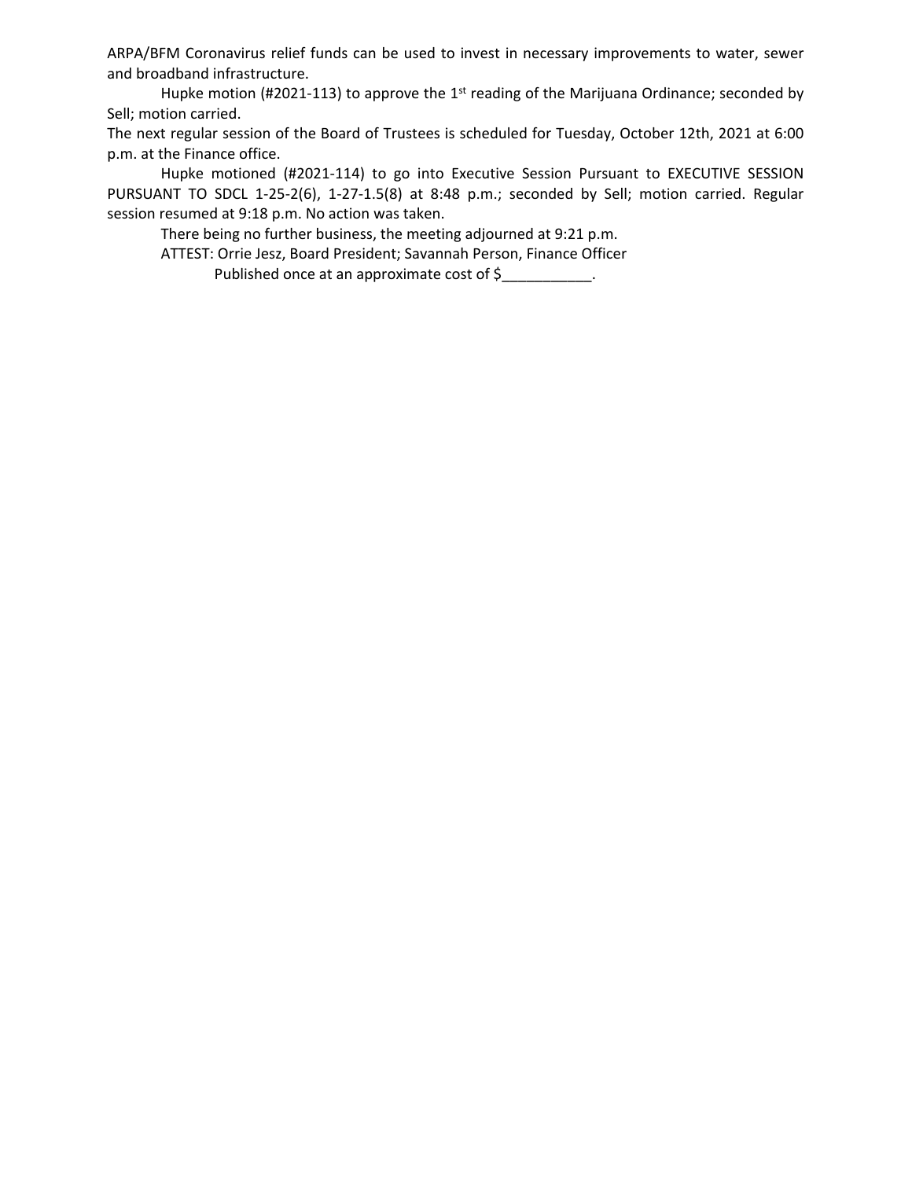ARPA/BFM Coronavirus relief funds can be used to invest in necessary improvements to water, sewer and broadband infrastructure.

Hupke motion (#2021-113) to approve the 1st reading of the Marijuana Ordinance; seconded by Sell; motion carried.

The next regular session of the Board of Trustees is scheduled for Tuesday, October 12th, 2021 at 6:00 p.m. at the Finance office.

Hupke motioned (#2021-114) to go into Executive Session Pursuant to EXECUTIVE SESSION PURSUANT TO SDCL 1-25-2(6), 1-27-1.5(8) at 8:48 p.m.; seconded by Sell; motion carried. Regular session resumed at 9:18 p.m. No action was taken.

There being no further business, the meeting adjourned at 9:21 p.m.

ATTEST: Orrie Jesz, Board President; Savannah Person, Finance Officer

Published once at an approximate cost of $___________.